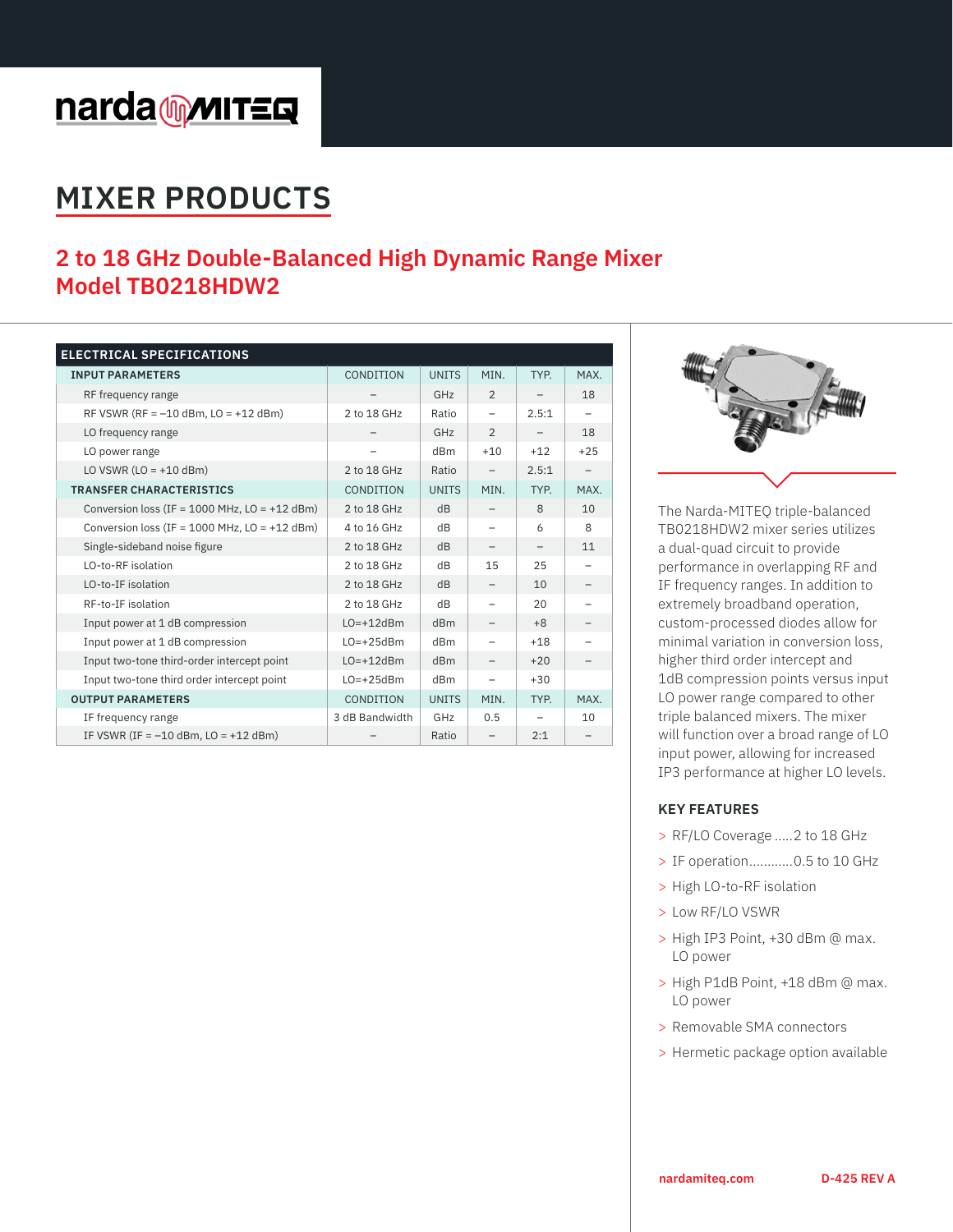narda MITEQ

# MIXER PRODUCTS

## 2 to 18 GHz Double-Balanced High Dynamic Range Mixer
## Model TB0218HDW2

| ELECTRICAL SPECIFICATIONS | | | | | |
|---|---|---|---|---|---|
| **INPUT PARAMETERS** | CONDITION | UNITS | MIN. | TYP. | MAX. |
| RF frequency range | – | GHz | 2 | – | 18 |
| RF VSWR (RF = –10 dBm, LO = +12 dBm) | 2 to 18 GHz | Ratio | – | 2.5:1 | – |
| LO frequency range | – | GHz | 2 | – | 18 |
| LO power range | – | dBm | +10 | +12 | +25 |
| LO VSWR (LO = +10 dBm) | 2 to 18 GHz | Ratio | – | 2.5:1 | – |
| **TRANSFER CHARACTERISTICS** | CONDITION | UNITS | MIN. | TYP. | MAX. |
| Conversion loss (IF = 1000 MHz, LO = +12 dBm) | 2 to 18 GHz | dB | – | 8 | 10 |
| Conversion loss (IF = 1000 MHz, LO = +12 dBm) | 4 to 16 GHz | dB | – | 6 | 8 |
| Single-sideband noise figure | 2 to 18 GHz | dB | – | – | 11 |
| LO-to-RF isolation | 2 to 18 GHz | dB | 15 | 25 | – |
| LO-to-IF isolation | 2 to 18 GHz | dB | – | 10 | – |
| RF-to-IF isolation | 2 to 18 GHz | dB | – | 20 | – |
| Input power at 1 dB compression | LO=+12dBm | dBm | – | +8 | – |
| Input power at 1 dB compression | LO=+25dBm | dBm | – | +18 | – |
| Input two-tone third-order intercept point | LO=+12dBm | dBm | – | +20 | – |
| Input two-tone third order intercept point | LO=+25dBm | dBm | – | +30 | |
| **OUTPUT PARAMETERS** | CONDITION | UNITS | MIN. | TYP. | MAX. |
| IF frequency range | 3 dB Bandwidth | GHz | 0.5 | – | 10 |
| IF VSWR (IF = –10 dBm, LO = +12 dBm) | – | Ratio | – | 2:1 | – |

The Narda-MITEQ triple-balanced TB0218HDW2 mixer series utilizes a dual-quad circuit to provide performance in overlapping RF and IF frequency ranges. In addition to extremely broadband operation, custom-processed diodes allow for minimal variation in conversion loss, higher third order intercept and 1dB compression points versus input LO power range compared to other triple balanced mixers. The mixer will function over a broad range of LO input power, allowing for increased IP3 performance at higher LO levels.

### KEY FEATURES

- RF/LO Coverage .....2 to 18 GHz
- IF operation............0.5 to 10 GHz
- High LO-to-RF isolation
- Low RF/LO VSWR
- High IP3 Point, +30 dBm @ max. LO power
- High P1dB Point, +18 dBm @ max. LO power
- Removable SMA connectors
- Hermetic package option available

nardamiteq.com D-425 REV A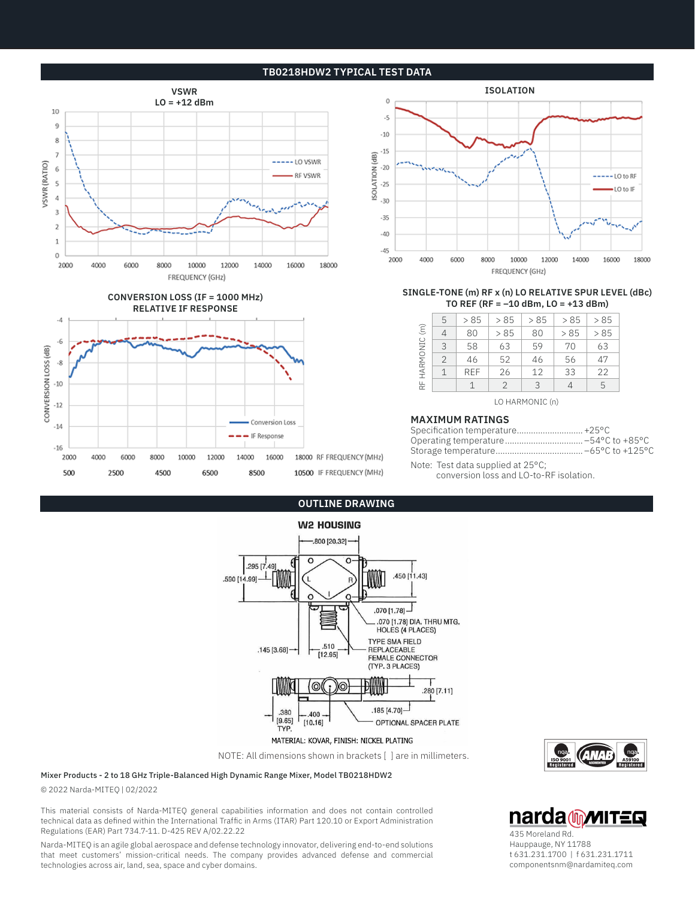## TB0218HDW2 TYPICAL TEST DATA

**VSWR**
**LO = +12 dBm**

VSWR (RATIO)
10
9
8
7
6
5
4
3
2
1
0
2000 4000 6000 8000 10000 12000 14000 16000 18000
FREQUENCY (GHz)
LO VSWR
RF VSWR

**ISOLATION**

ISOLATION (dB)
0
-5
-10
-15
-20
-25
-30
-35
-40
-45
2000 4000 6000 8000 10000 12000 14000 16000 18000
FREQUENCY (GHz)
LO to RF
LO to IF

**CONVERSION LOSS (IF = 1000 MHz)**
**RELATIVE IF RESPONSE**

CONVERSION LOSS (dB)
-4
-6
-8
-10
-12
-14
-16
2000 4000 6000 8000 10000 12000 14000 16000 18000 RF FREQUENCY (MHz)
500 2500 4500 6500 8500 10500 IF FREQUENCY (MHz)
Conversion Loss
IF Response

**SINGLE-TONE (m) RF x (n) LO RELATIVE SPUR LEVEL (dBc)**
**TO REF (RF = –10 dBm, LO = +13 dBm)**

| RF HARMONIC (m) | | | | | |
|---|---|---|---|---|---|
| 5 | > 85 | > 85 | > 85 | > 85 | > 85 |
| 4 | 80 | > 85 | 80 | > 85 | > 85 |
| 3 | 58 | 63 | 59 | 70 | 63 |
| 2 | 46 | 52 | 46 | 56 | 47 |
| 1 | REF | 26 | 12 | 33 | 22 |
| | 1 | 2 | 3 | 4 | 5 |

LO HARMONIC (n)

### MAXIMUM RATINGS

Specification temperature............................ +25°C
Operating temperature................................ –54°C to +85°C
Storage temperature.................................... –65°C to +125°C

Note: Test data supplied at 25°C;
conversion loss and LO-to-RF isolation.

## OUTLINE DRAWING

**W2 HOUSING**

.800 [20.32]
.295 [7.49]
.590 [14.99]
.450 [11.43]
L R I
.070 [1.78]
.070 [1.78] DIA. THRU MTG. HOLES (4 PLACES)
.145 [3.68]
.510 [12.95]
TYPE SMA FIELD REPLACEABLE FEMALE CONNECTOR (TYP. 3 PLACES)
.280 [7.11]
.380 [9.65] TYP.
.400 [10.16]
.185 [4.70]
OPTIONAL SPACER PLATE

MATERIAL: KOVAR, FINISH: NICKEL PLATING

NOTE: All dimensions shown in brackets [ ] are in millimeters.

**Mixer Products - 2 to 18 GHz Triple-Balanced High Dynamic Range Mixer, Model TB0218HDW2**

© 2022 Narda-MITEQ | 02/2022

This material consists of Narda-MITEQ general capabilities information and does not contain controlled technical data as defined within the International Traffic in Arms (ITAR) Part 120.10 or Export Administration Regulations (EAR) Part 734.7-11. D-425 REV A/02.22.22

Narda-MITEQ is an agile global aerospace and defense technology innovator, delivering end-to-end solutions that meet customers' mission-critical needs. The company provides advanced defense and commercial technologies across air, land, sea, space and cyber domains.

ISO 9001 Registered | ANAB | AS9100 Registered

narda MITEQ
435 Moreland Rd.
Hauppauge, NY 11788
t 631.231.1700 | f 631.231.1711
componentsnm@nardamiteq.com